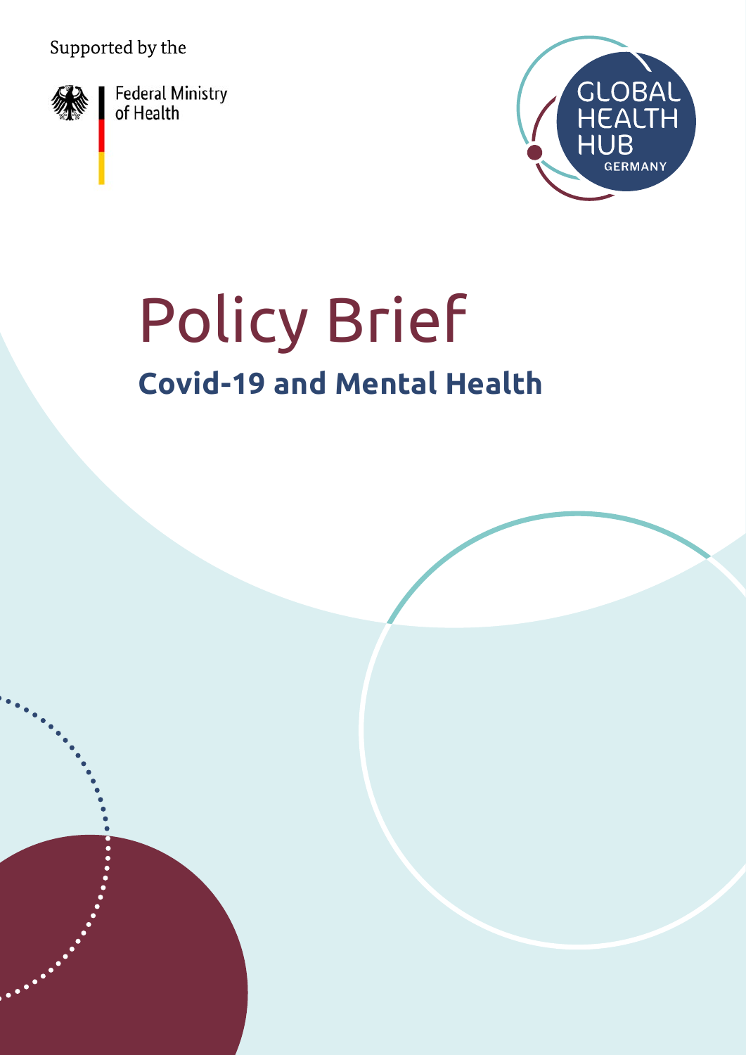Supported by the

Federal Ministry of Health

GLOBAL HEALTH HUB GERMANY

# Policy Brief

## Covid-19 and Mental Health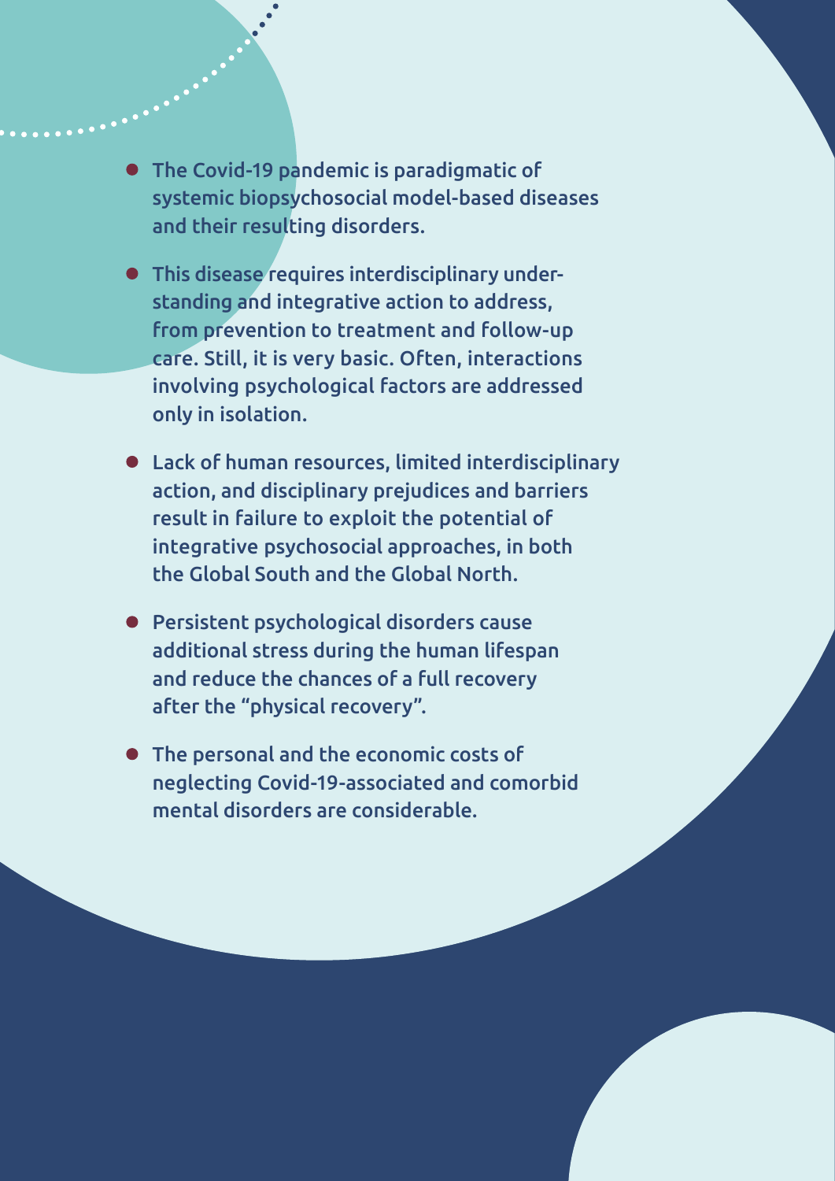- The Covid-19 pandemic is paradigmatic of systemic biopsychosocial model-based diseases and their resulting disorders.
- This disease requires interdisciplinary understanding and integrative action to address, from prevention to treatment and follow-up care. Still, it is very basic. Often, interactions involving psychological factors are addressed only in isolation.
- Lack of human resources, limited interdisciplinary action, and disciplinary prejudices and barriers result in failure to exploit the potential of integrative psychosocial approaches, in both the Global South and the Global North.
- Persistent psychological disorders cause additional stress during the human lifespan and reduce the chances of a full recovery after the "physical recovery".
- The personal and the economic costs of neglecting Covid-19-associated and comorbid mental disorders are considerable.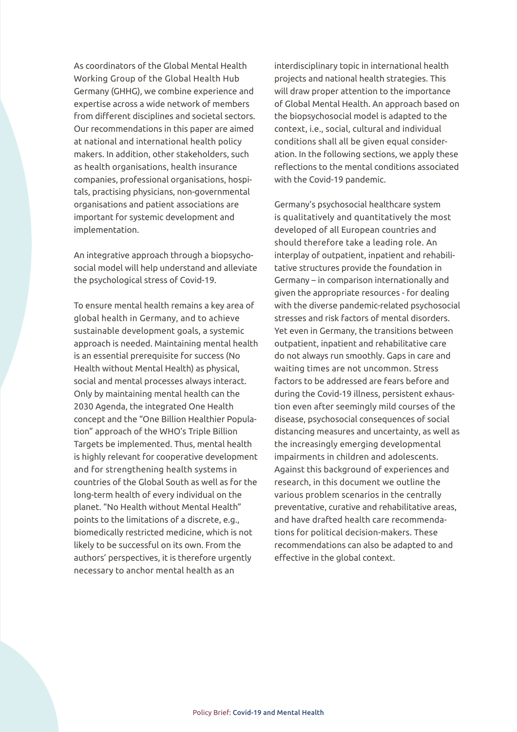As coordinators of the Global Mental Health Working Group of the Global Health Hub Germany (GHHG), we combine experience and expertise across a wide network of members from different disciplines and societal sectors. Our recommendations in this paper are aimed at national and international health policy makers. In addition, other stakeholders, such as health organisations, health insurance companies, professional organisations, hospitals, practising physicians, non-governmental organisations and patient associations are important for systemic development and implementation.

An integrative approach through a biopsychosocial model will help understand and alleviate the psychological stress of Covid-19.

To ensure mental health remains a key area of global health in Germany, and to achieve sustainable development goals, a systemic approach is needed. Maintaining mental health is an essential prerequisite for success (No Health without Mental Health) as physical, social and mental processes always interact. Only by maintaining mental health can the 2030 Agenda, the integrated One Health concept and the "One Billion Healthier Population" approach of the WHO's Triple Billion Targets be implemented. Thus, mental health is highly relevant for cooperative development and for strengthening health systems in countries of the Global South as well as for the long-term health of every individual on the planet. "No Health without Mental Health" points to the limitations of a discrete, e.g., biomedically restricted medicine, which is not likely to be successful on its own. From the authors' perspectives, it is therefore urgently necessary to anchor mental health as an interdisciplinary topic in international health projects and national health strategies. This will draw proper attention to the importance of Global Mental Health. An approach based on the biopsychosocial model is adapted to the context, i.e., social, cultural and individual conditions shall all be given equal consideration. In the following sections, we apply these reflections to the mental conditions associated with the Covid-19 pandemic.

Germany's psychosocial healthcare system is qualitatively and quantitatively the most developed of all European countries and should therefore take a leading role. An interplay of outpatient, inpatient and rehabilitative structures provide the foundation in Germany – in comparison internationally and given the appropriate resources - for dealing with the diverse pandemic-related psychosocial stresses and risk factors of mental disorders. Yet even in Germany, the transitions between outpatient, inpatient and rehabilitative care do not always run smoothly. Gaps in care and waiting times are not uncommon. Stress factors to be addressed are fears before and during the Covid-19 illness, persistent exhaustion even after seemingly mild courses of the disease, psychosocial consequences of social distancing measures and uncertainty, as well as the increasingly emerging developmental impairments in children and adolescents. Against this background of experiences and research, in this document we outline the various problem scenarios in the centrally preventative, curative and rehabilitative areas, and have drafted health care recommendations for political decision-makers. These recommendations can also be adapted to and effective in the global context.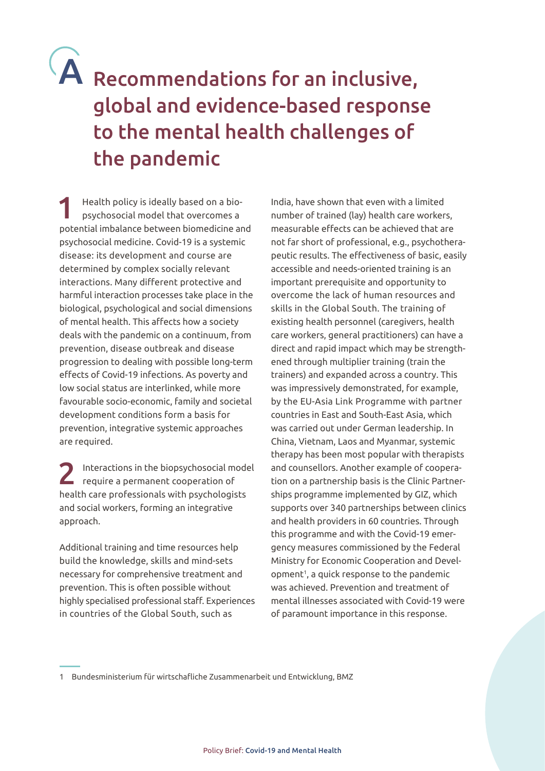# A Recommendations for an inclusive, global and evidence-based response to the mental health challenges of the pandemic

**1** Health policy is ideally based on a biopsychosocial model that overcomes a potential imbalance between biomedicine and psychosocial medicine. Covid-19 is a systemic disease: its development and course are determined by complex socially relevant interactions. Many different protective and harmful interaction processes take place in the biological, psychological and social dimensions of mental health. This affects how a society deals with the pandemic on a continuum, from prevention, disease outbreak and disease progression to dealing with possible long-term effects of Covid-19 infections. As poverty and low social status are interlinked, while more favourable socio-economic, family and societal development conditions form a basis for prevention, integrative systemic approaches are required.

**2** Interactions in the biopsychosocial model require a permanent cooperation of health care professionals with psychologists and social workers, forming an integrative approach.

Additional training and time resources help build the knowledge, skills and mind-sets necessary for comprehensive treatment and prevention. This is often possible without highly specialised professional staff. Experiences in countries of the Global South, such as India, have shown that even with a limited number of trained (lay) health care workers, measurable effects can be achieved that are not far short of professional, e.g., psychotherapeutic results. The effectiveness of basic, easily accessible and needs-oriented training is an important prerequisite and opportunity to overcome the lack of human resources and skills in the Global South. The training of existing health personnel (caregivers, health care workers, general practitioners) can have a direct and rapid impact which may be strengthened through multiplier training (train the trainers) and expanded across a country. This was impressively demonstrated, for example, by the EU-Asia Link Programme with partner countries in East and South-East Asia, which was carried out under German leadership. In China, Vietnam, Laos and Myanmar, systemic therapy has been most popular with therapists and counsellors. Another example of cooperation on a partnership basis is the Clinic Partnerships programme implemented by GIZ, which supports over 340 partnerships between clinics and health providers in 60 countries. Through this programme and with the Covid-19 emergency measures commissioned by the Federal Ministry for Economic Cooperation and Development[1], a quick response to the pandemic was achieved. Prevention and treatment of mental illnesses associated with Covid-19 were of paramount importance in this response.

---

1 Bundesministerium für wirtschafliche Zusammenarbeit und Entwicklung, BMZ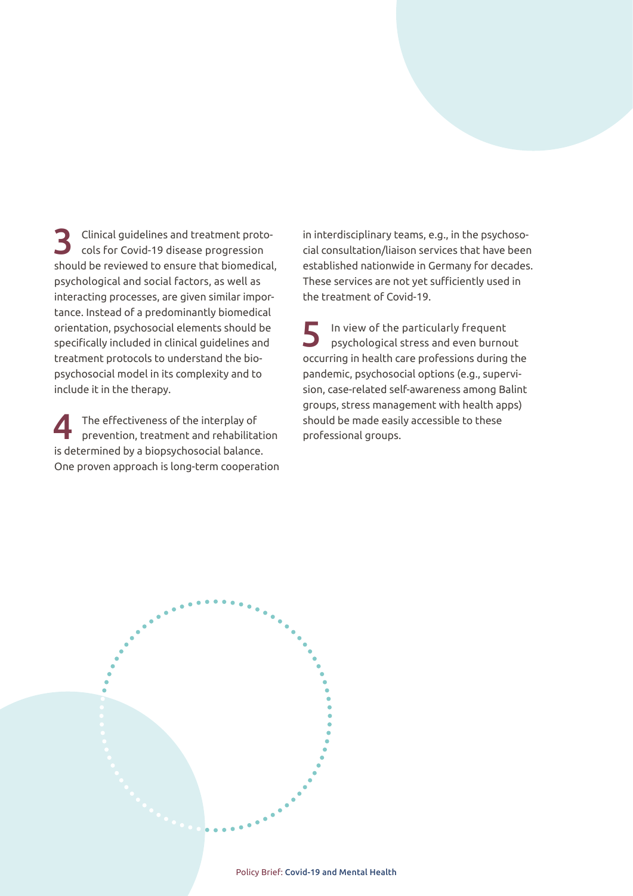**3** Clinical guidelines and treatment protocols for Covid-19 disease progression should be reviewed to ensure that biomedical, psychological and social factors, as well as interacting processes, are given similar importance. Instead of a predominantly biomedical orientation, psychosocial elements should be specifically included in clinical guidelines and treatment protocols to understand the biopsychosocial model in its complexity and to include it in the therapy.

**4** The effectiveness of the interplay of prevention, treatment and rehabilitation is determined by a biopsychosocial balance. One proven approach is long-term cooperation in interdisciplinary teams, e.g., in the psychosocial consultation/liaison services that have been established nationwide in Germany for decades. These services are not yet sufficiently used in the treatment of Covid-19.

**5** In view of the particularly frequent psychological stress and even burnout occurring in health care professions during the pandemic, psychosocial options (e.g., supervision, case-related self-awareness among Balint groups, stress management with health apps) should be made easily accessible to these professional groups.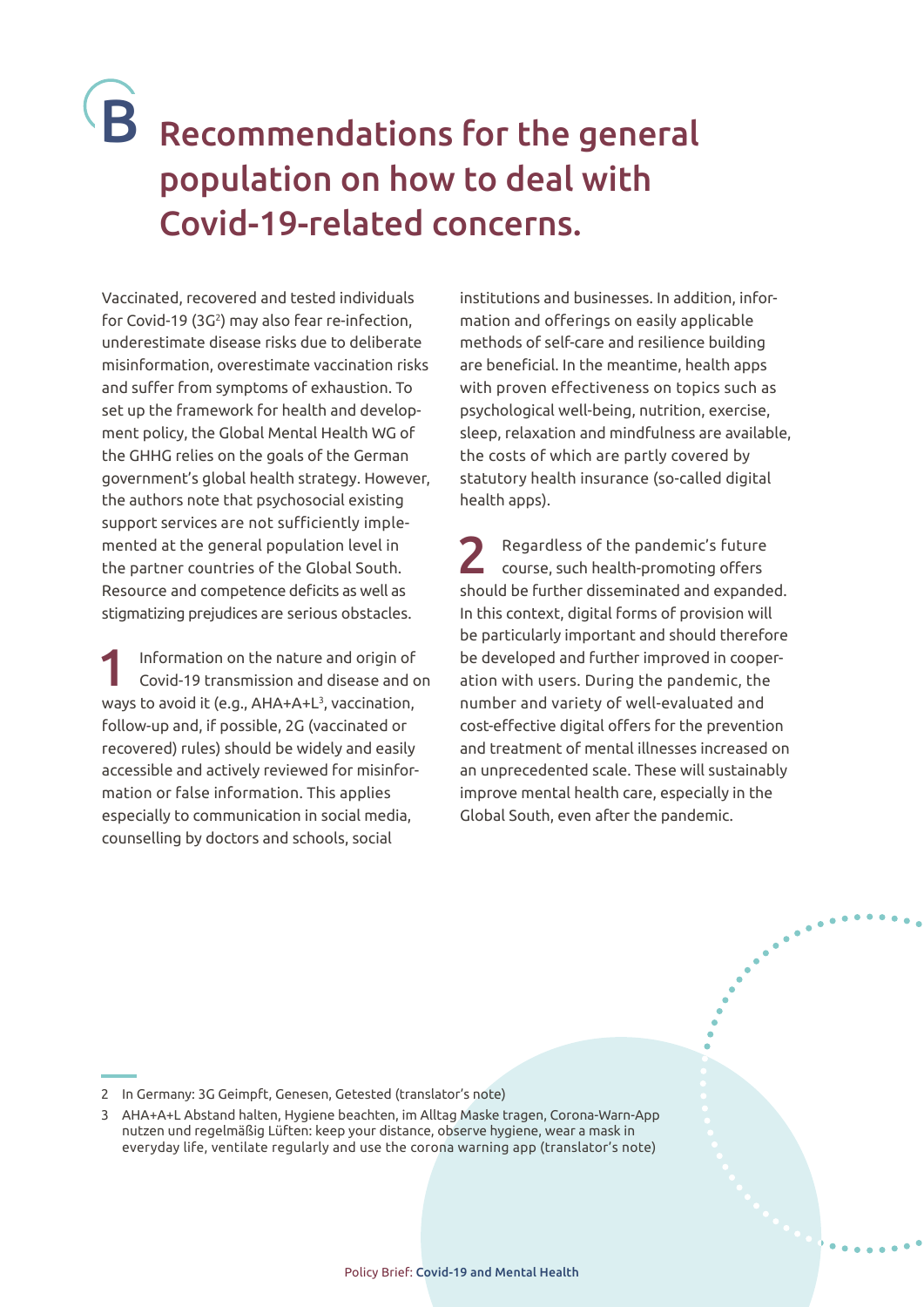# B Recommendations for the general population on how to deal with Covid-19-related concerns.

Vaccinated, recovered and tested individuals for Covid-19 (3G[2]) may also fear re-infection, underestimate disease risks due to deliberate misinformation, overestimate vaccination risks and suffer from symptoms of exhaustion. To set up the framework for health and development policy, the Global Mental Health WG of the GHHG relies on the goals of the German government's global health strategy. However, the authors note that psychosocial existing support services are not sufficiently implemented at the general population level in the partner countries of the Global South. Resource and competence deficits as well as stigmatizing prejudices are serious obstacles.

**1** Information on the nature and origin of Covid-19 transmission and disease and on ways to avoid it (e.g., AHA+A+L[3], vaccination, follow-up and, if possible, 2G (vaccinated or recovered) rules) should be widely and easily accessible and actively reviewed for misinformation or false information. This applies especially to communication in social media, counselling by doctors and schools, social institutions and businesses. In addition, information and offerings on easily applicable methods of self-care and resilience building are beneficial. In the meantime, health apps with proven effectiveness on topics such as psychological well-being, nutrition, exercise, sleep, relaxation and mindfulness are available, the costs of which are partly covered by statutory health insurance (so-called digital health apps).

**2** Regardless of the pandemic's future course, such health-promoting offers should be further disseminated and expanded. In this context, digital forms of provision will be particularly important and should therefore be developed and further improved in cooperation with users. During the pandemic, the number and variety of well-evaluated and cost-effective digital offers for the prevention and treatment of mental illnesses increased on an unprecedented scale. These will sustainably improve mental health care, especially in the Global South, even after the pandemic.

---

2 In Germany: 3G Geimpft, Genesen, Getested (translator's note)

3 AHA+A+L Abstand halten, Hygiene beachten, im Alltag Maske tragen, Corona-Warn-App nutzen und regelmäßig Lüften: keep your distance, observe hygiene, wear a mask in everyday life, ventilate regularly and use the corona warning app (translator's note)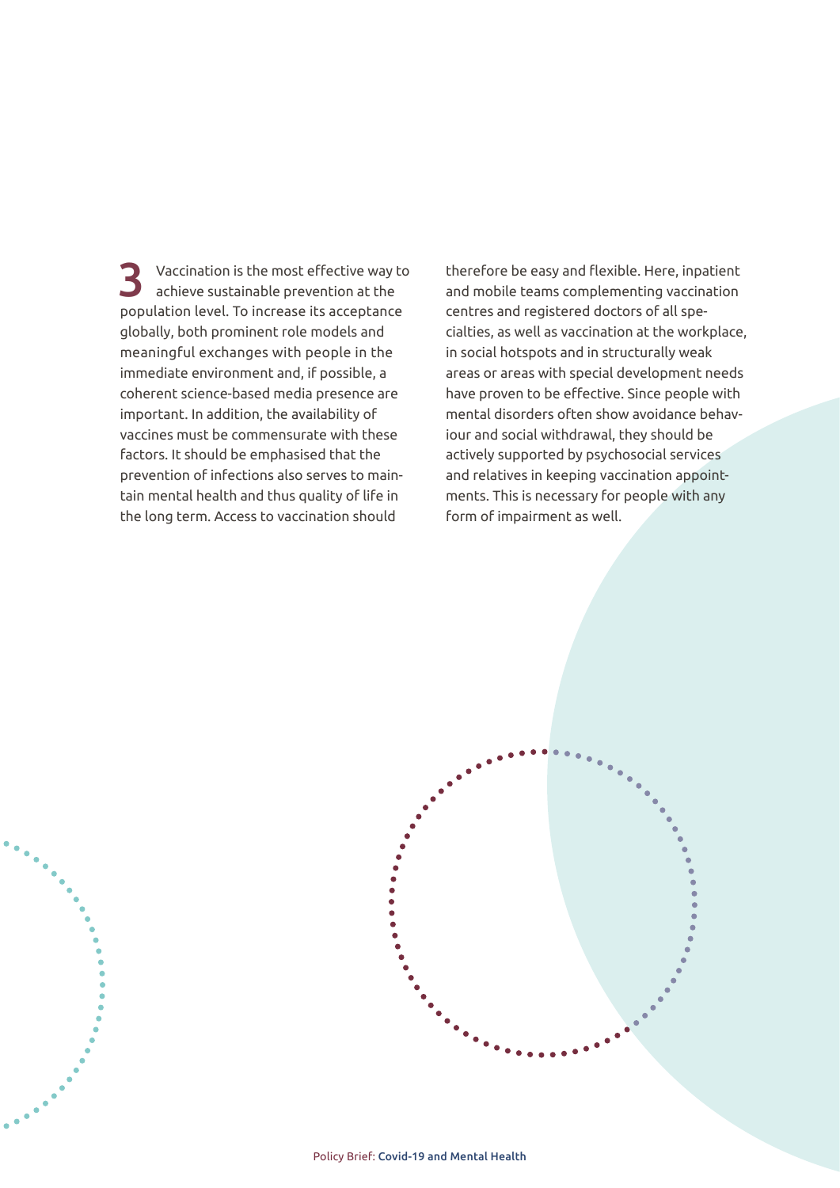**3** Vaccination is the most effective way to achieve sustainable prevention at the population level. To increase its acceptance globally, both prominent role models and meaningful exchanges with people in the immediate environment and, if possible, a coherent science-based media presence are important. In addition, the availability of vaccines must be commensurate with these factors. It should be emphasised that the prevention of infections also serves to maintain mental health and thus quality of life in the long term. Access to vaccination should therefore be easy and flexible. Here, inpatient and mobile teams complementing vaccination centres and registered doctors of all specialties, as well as vaccination at the workplace, in social hotspots and in structurally weak areas or areas with special development needs have proven to be effective. Since people with mental disorders often show avoidance behaviour and social withdrawal, they should be actively supported by psychosocial services and relatives in keeping vaccination appointments. This is necessary for people with any form of impairment as well.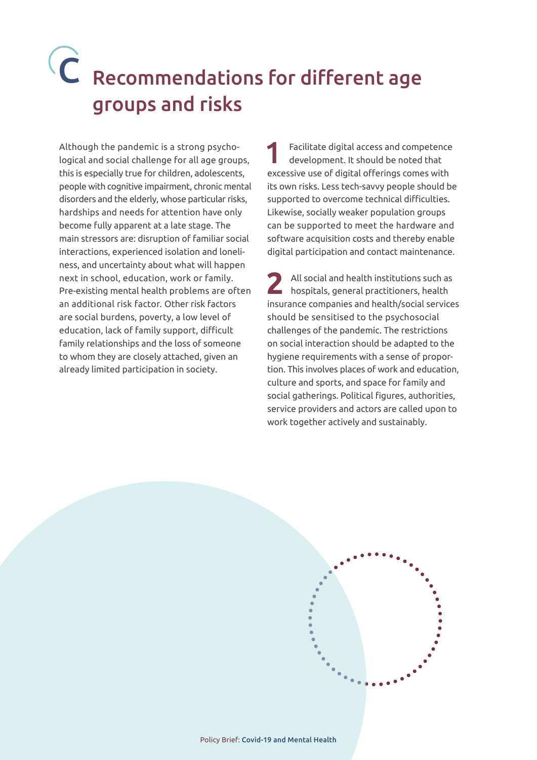# C Recommendations for different age groups and risks

Although the pandemic is a strong psychological and social challenge for all age groups, this is especially true for children, adolescents, people with cognitive impairment, chronic mental disorders and the elderly, whose particular risks, hardships and needs for attention have only become fully apparent at a late stage. The main stressors are: disruption of familiar social interactions, experienced isolation and loneliness, and uncertainty about what will happen next in school, education, work or family. Pre-existing mental health problems are often an additional risk factor. Other risk factors are social burdens, poverty, a low level of education, lack of family support, difficult family relationships and the loss of someone to whom they are closely attached, given an already limited participation in society.

**1** Facilitate digital access and competence development. It should be noted that excessive use of digital offerings comes with its own risks. Less tech-savvy people should be supported to overcome technical difficulties. Likewise, socially weaker population groups can be supported to meet the hardware and software acquisition costs and thereby enable digital participation and contact maintenance.

**2** All social and health institutions such as hospitals, general practitioners, health insurance companies and health/social services should be sensitised to the psychosocial challenges of the pandemic. The restrictions on social interaction should be adapted to the hygiene requirements with a sense of proportion. This involves places of work and education, culture and sports, and space for family and social gatherings. Political figures, authorities, service providers and actors are called upon to work together actively and sustainably.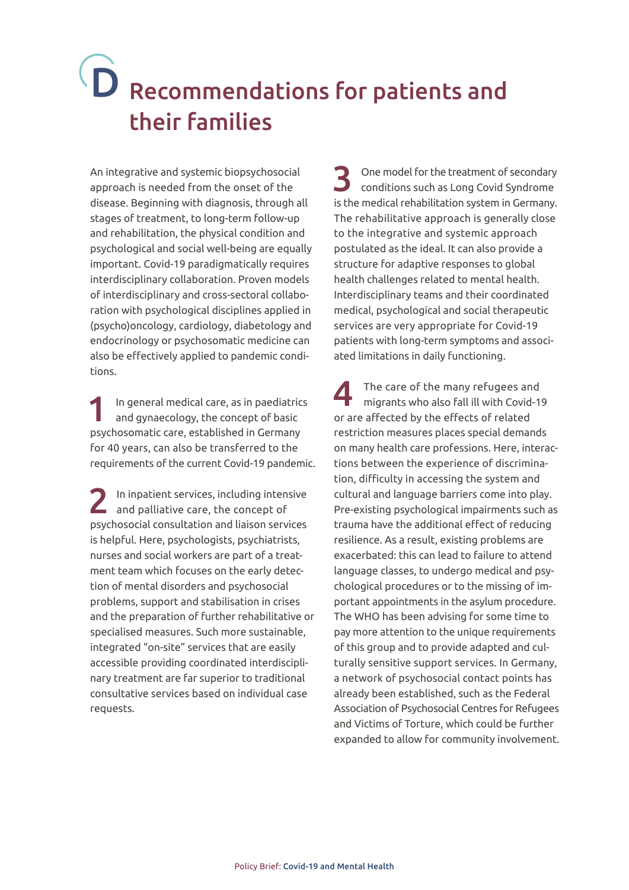# D Recommendations for patients and their families

An integrative and systemic biopsychosocial approach is needed from the onset of the disease. Beginning with diagnosis, through all stages of treatment, to long-term follow-up and rehabilitation, the physical condition and psychological and social well-being are equally important. Covid-19 paradigmatically requires interdisciplinary collaboration. Proven models of interdisciplinary and cross-sectoral collaboration with psychological disciplines applied in (psycho)oncology, cardiology, diabetology and endocrinology or psychosomatic medicine can also be effectively applied to pandemic conditions.

**1** In general medical care, as in paediatrics and gynaecology, the concept of basic psychosomatic care, established in Germany for 40 years, can also be transferred to the requirements of the current Covid-19 pandemic.

**2** In inpatient services, including intensive and palliative care, the concept of psychosocial consultation and liaison services is helpful. Here, psychologists, psychiatrists, nurses and social workers are part of a treatment team which focuses on the early detection of mental disorders and psychosocial problems, support and stabilisation in crises and the preparation of further rehabilitative or specialised measures. Such more sustainable, integrated "on-site" services that are easily accessible providing coordinated interdisciplinary treatment are far superior to traditional consultative services based on individual case requests.

**3** One model for the treatment of secondary conditions such as Long Covid Syndrome is the medical rehabilitation system in Germany. The rehabilitative approach is generally close to the integrative and systemic approach postulated as the ideal. It can also provide a structure for adaptive responses to global health challenges related to mental health. Interdisciplinary teams and their coordinated medical, psychological and social therapeutic services are very appropriate for Covid-19 patients with long-term symptoms and associated limitations in daily functioning.

**4** The care of the many refugees and migrants who also fall ill with Covid-19 or are affected by the effects of related restriction measures places special demands on many health care professions. Here, interactions between the experience of discrimination, difficulty in accessing the system and cultural and language barriers come into play. Pre-existing psychological impairments such as trauma have the additional effect of reducing resilience. As a result, existing problems are exacerbated: this can lead to failure to attend language classes, to undergo medical and psychological procedures or to the missing of important appointments in the asylum procedure. The WHO has been advising for some time to pay more attention to the unique requirements of this group and to provide adapted and culturally sensitive support services. In Germany, a network of psychosocial contact points has already been established, such as the Federal Association of Psychosocial Centres for Refugees and Victims of Torture, which could be further expanded to allow for community involvement.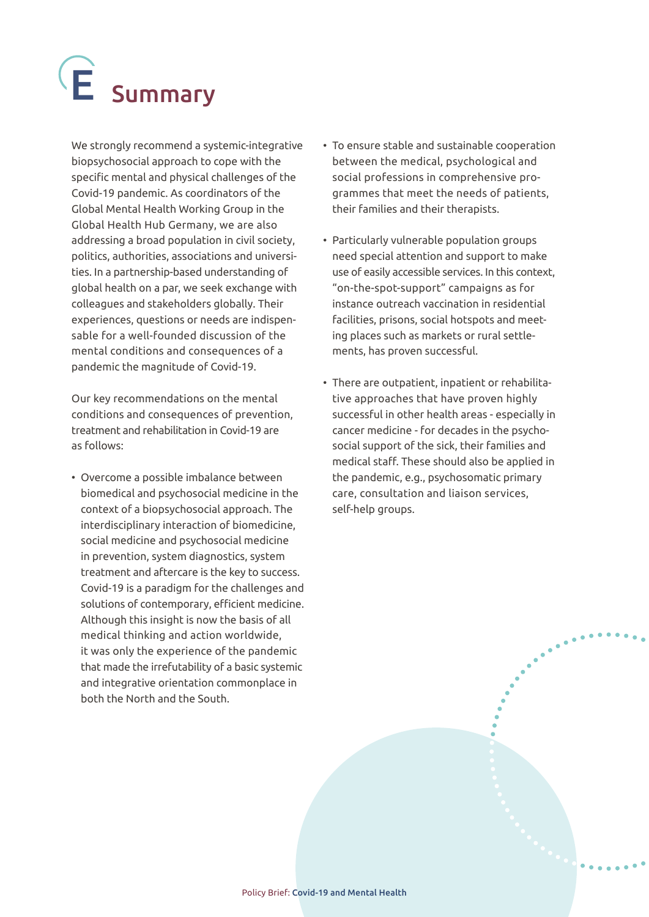# E Summary

We strongly recommend a systemic-integrative biopsychosocial approach to cope with the specific mental and physical challenges of the Covid-19 pandemic. As coordinators of the Global Mental Health Working Group in the Global Health Hub Germany, we are also addressing a broad population in civil society, politics, authorities, associations and universities. In a partnership-based understanding of global health on a par, we seek exchange with colleagues and stakeholders globally. Their experiences, questions or needs are indispensable for a well-founded discussion of the mental conditions and consequences of a pandemic the magnitude of Covid-19.

Our key recommendations on the mental conditions and consequences of prevention, treatment and rehabilitation in Covid-19 are as follows:

- Overcome a possible imbalance between biomedical and psychosocial medicine in the context of a biopsychosocial approach. The interdisciplinary interaction of biomedicine, social medicine and psychosocial medicine in prevention, system diagnostics, system treatment and aftercare is the key to success. Covid-19 is a paradigm for the challenges and solutions of contemporary, efficient medicine. Although this insight is now the basis of all medical thinking and action worldwide, it was only the experience of the pandemic that made the irrefutability of a basic systemic and integrative orientation commonplace in both the North and the South.
- To ensure stable and sustainable cooperation between the medical, psychological and social professions in comprehensive programmes that meet the needs of patients, their families and their therapists.
- Particularly vulnerable population groups need special attention and support to make use of easily accessible services. In this context, "on-the-spot-support" campaigns as for instance outreach vaccination in residential facilities, prisons, social hotspots and meeting places such as markets or rural settlements, has proven successful.
- There are outpatient, inpatient or rehabilitative approaches that have proven highly successful in other health areas - especially in cancer medicine - for decades in the psychosocial support of the sick, their families and medical staff. These should also be applied in the pandemic, e.g., psychosomatic primary care, consultation and liaison services, self-help groups.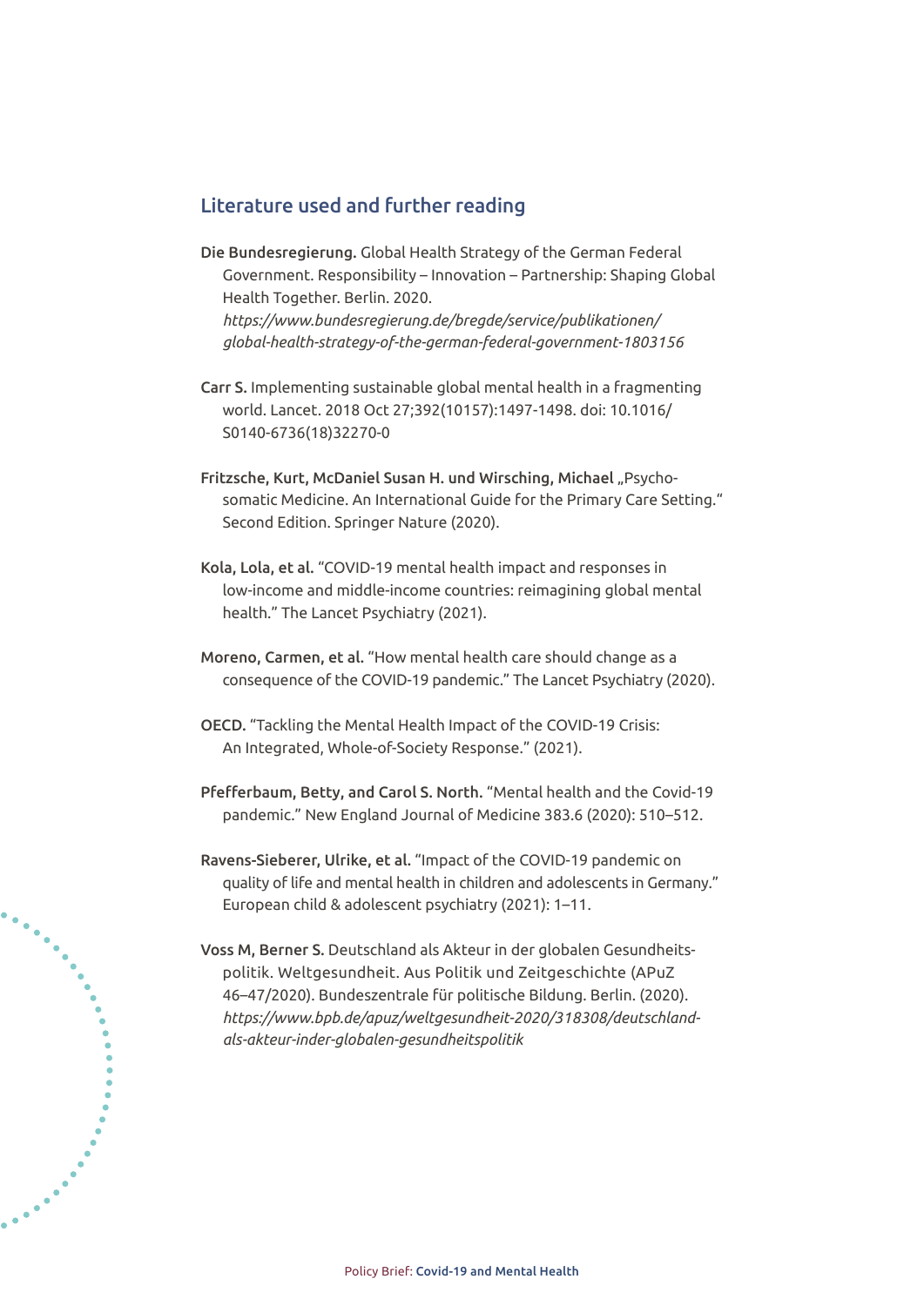## Literature used and further reading

**Die Bundesregierung.** Global Health Strategy of the German Federal Government. Responsibility – Innovation – Partnership: Shaping Global Health Together. Berlin. 2020. *https://www.bundesregierung.de/bregde/service/publikationen/global-health-strategy-of-the-german-federal-government-1803156*

**Carr S.** Implementing sustainable global mental health in a fragmenting world. Lancet. 2018 Oct 27;392(10157):1497-1498. doi: 10.1016/S0140-6736(18)32270-0

**Fritzsche, Kurt, McDaniel Susan H. und Wirsching, Michael** „Psychosomatic Medicine. An International Guide for the Primary Care Setting." Second Edition. Springer Nature (2020).

**Kola, Lola, et al.** "COVID-19 mental health impact and responses in low-income and middle-income countries: reimagining global mental health." The Lancet Psychiatry (2021).

**Moreno, Carmen, et al.** "How mental health care should change as a consequence of the COVID-19 pandemic." The Lancet Psychiatry (2020).

**OECD.** "Tackling the Mental Health Impact of the COVID-19 Crisis: An Integrated, Whole-of-Society Response." (2021).

**Pfefferbaum, Betty, and Carol S. North.** "Mental health and the Covid-19 pandemic." New England Journal of Medicine 383.6 (2020): 510–512.

**Ravens-Sieberer, Ulrike, et al.** "Impact of the COVID-19 pandemic on quality of life and mental health in children and adolescents in Germany." European child & adolescent psychiatry (2021): 1–11.

**Voss M, Berner S.** Deutschland als Akteur in der globalen Gesundheitspolitik. Weltgesundheit. Aus Politik und Zeitgeschichte (APuZ 46–47/2020). Bundeszentrale für politische Bildung. Berlin. (2020). *https://www.bpb.de/apuz/weltgesundheit-2020/318308/deutschland-als-akteur-inder-globalen-gesundheitspolitik*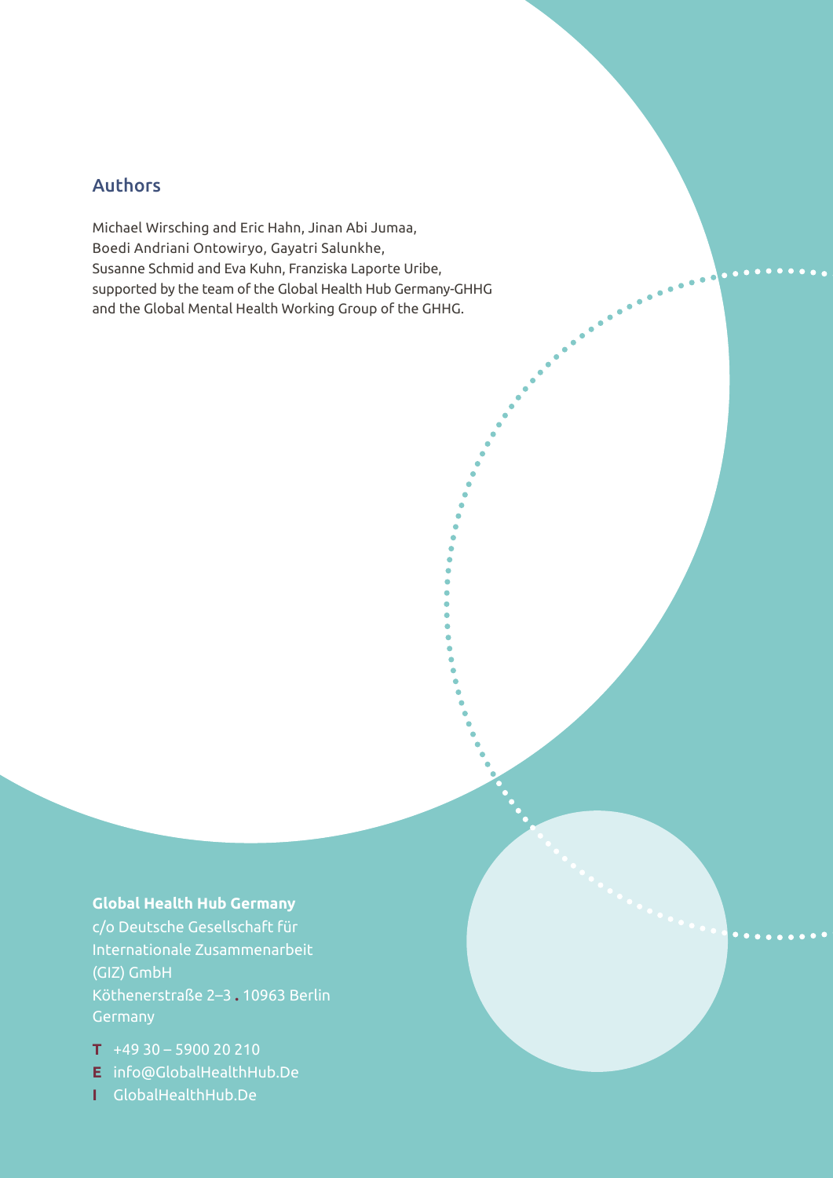## Authors

Michael Wirsching and Eric Hahn, Jinan Abi Jumaa,
Boedi Andriani Ontowiryo, Gayatri Salunkhe,
Susanne Schmid and Eva Kuhn, Franziska Laporte Uribe,
supported by the team of the Global Health Hub Germany-GHHG
and the Global Mental Health Working Group of the GHHG.

**Global Health Hub Germany**
c/o Deutsche Gesellschaft für
Internationale Zusammenarbeit
(GIZ) GmbH
Köthenerstraße 2–3 . 10963 Berlin
Germany

**T** +49 30 – 5900 20 210
**E** info@GlobalHealthHub.De
**I** GlobalHealthHub.De